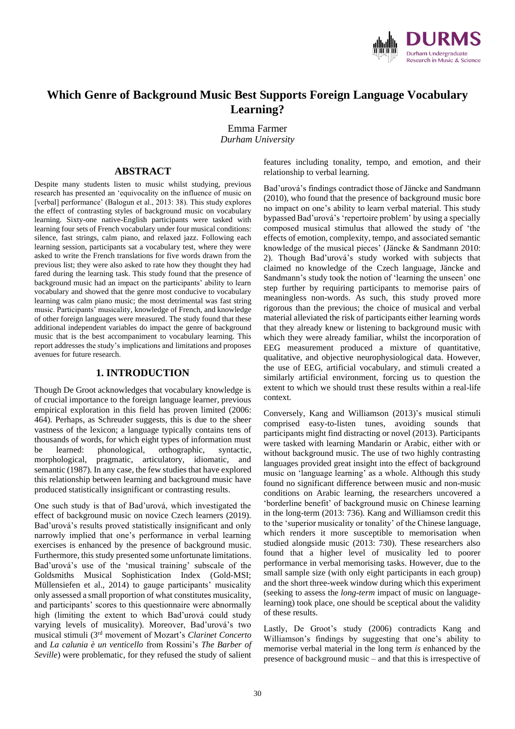# Which Genre of Background Music Best Supports Foreign Language Vocabulary Learning?

Emma Farmer
*Durham University*

## ABSTRACT

Despite many students listen to music whilst studying, previous research has presented an 'equivocality on the influence of music on [verbal] performance' (Balogun et al., 2013: 38). This study explores the effect of contrasting styles of background music on vocabulary learning. Sixty-one native-English participants were tasked with learning four sets of French vocabulary under four musical conditions: silence, fast strings, calm piano, and relaxed jazz. Following each learning session, participants sat a vocabulary test, where they were asked to write the French translations for five words drawn from the previous list; they were also asked to rate how they thought they had fared during the learning task. This study found that the presence of background music had an impact on the participants' ability to learn vocabulary and showed that the genre most conducive to vocabulary learning was calm piano music; the most detrimental was fast string music. Participants' musicality, knowledge of French, and knowledge of other foreign languages were measured. The study found that these additional independent variables do impact the genre of background music that is the best accompaniment to vocabulary learning. This report addresses the study's implications and limitations and proposes avenues for future research.

## 1. INTRODUCTION

Though De Groot acknowledges that vocabulary knowledge is of crucial importance to the foreign language learner, previous empirical exploration in this field has proven limited (2006: 464). Perhaps, as Schreuder suggests, this is due to the sheer vastness of the lexicon; a language typically contains tens of thousands of words, for which eight types of information must be learned: phonological, orthographic, syntactic, morphological, pragmatic, articulatory, idiomatic, and semantic (1987). In any case, the few studies that have explored this relationship between learning and background music have produced statistically insignificant or contrasting results.

One such study is that of Bad'urová, which investigated the effect of background music on novice Czech learners (2019). Bad'urová's results proved statistically insignificant and only narrowly implied that one's performance in verbal learning exercises is enhanced by the presence of background music. Furthermore, this study presented some unfortunate limitations. Bad'urová's use of the 'musical training' subscale of the Goldsmiths Musical Sophistication Index (Gold-MSI; Müllensiefen et al., 2014) to gauge participants' musicality only assessed a small proportion of what constitutes musicality, and participants' scores to this questionnaire were abnormally high (limiting the extent to which Bad'urová could study varying levels of musicality). Moreover, Bad'urová's two musical stimuli (3rd movement of Mozart's *Clarinet Concerto* and *La calunia è un venticello* from Rossini's *The Barber of Seville*) were problematic, for they refused the study of salient features including tonality, tempo, and emotion, and their relationship to verbal learning.

Bad'urová's findings contradict those of Jäncke and Sandmann (2010), who found that the presence of background music bore no impact on one's ability to learn verbal material. This study bypassed Bad'urová's 'repertoire problem' by using a specially composed musical stimulus that allowed the study of 'the effects of emotion, complexity, tempo, and associated semantic knowledge of the musical pieces' (Jäncke & Sandmann 2010: 2). Though Bad'urová's study worked with subjects that claimed no knowledge of the Czech language, Jäncke and Sandmann's study took the notion of 'learning the unseen' one step further by requiring participants to memorise pairs of meaningless non-words. As such, this study proved more rigorous than the previous; the choice of musical and verbal material alleviated the risk of participants either learning words that they already knew or listening to background music with which they were already familiar, whilst the incorporation of EEG measurement produced a mixture of quantitative, qualitative, and objective neurophysiological data. However, the use of EEG, artificial vocabulary, and stimuli created a similarly artificial environment, forcing us to question the extent to which we should trust these results within a real-life context.

Conversely, Kang and Williamson (2013)'s musical stimuli comprised easy-to-listen tunes, avoiding sounds that participants might find distracting or novel (2013). Participants were tasked with learning Mandarin or Arabic, either with or without background music. The use of two highly contrasting languages provided great insight into the effect of background music on 'language learning' as a whole. Although this study found no significant difference between music and non-music conditions on Arabic learning, the researchers uncovered a 'borderline benefit' of background music on Chinese learning in the long-term (2013: 736). Kang and Williamson credit this to the 'superior musicality or tonality' of the Chinese language, which renders it more susceptible to memorisation when studied alongside music (2013: 730). These researchers also found that a higher level of musicality led to poorer performance in verbal memorising tasks. However, due to the small sample size (with only eight participants in each group) and the short three-week window during which this experiment (seeking to assess the *long-term* impact of music on language-learning) took place, one should be sceptical about the validity of these results.

Lastly, De Groot's study (2006) contradicts Kang and Williamson's findings by suggesting that one's ability to memorise verbal material in the long term *is* enhanced by the presence of background music – and that this is irrespective of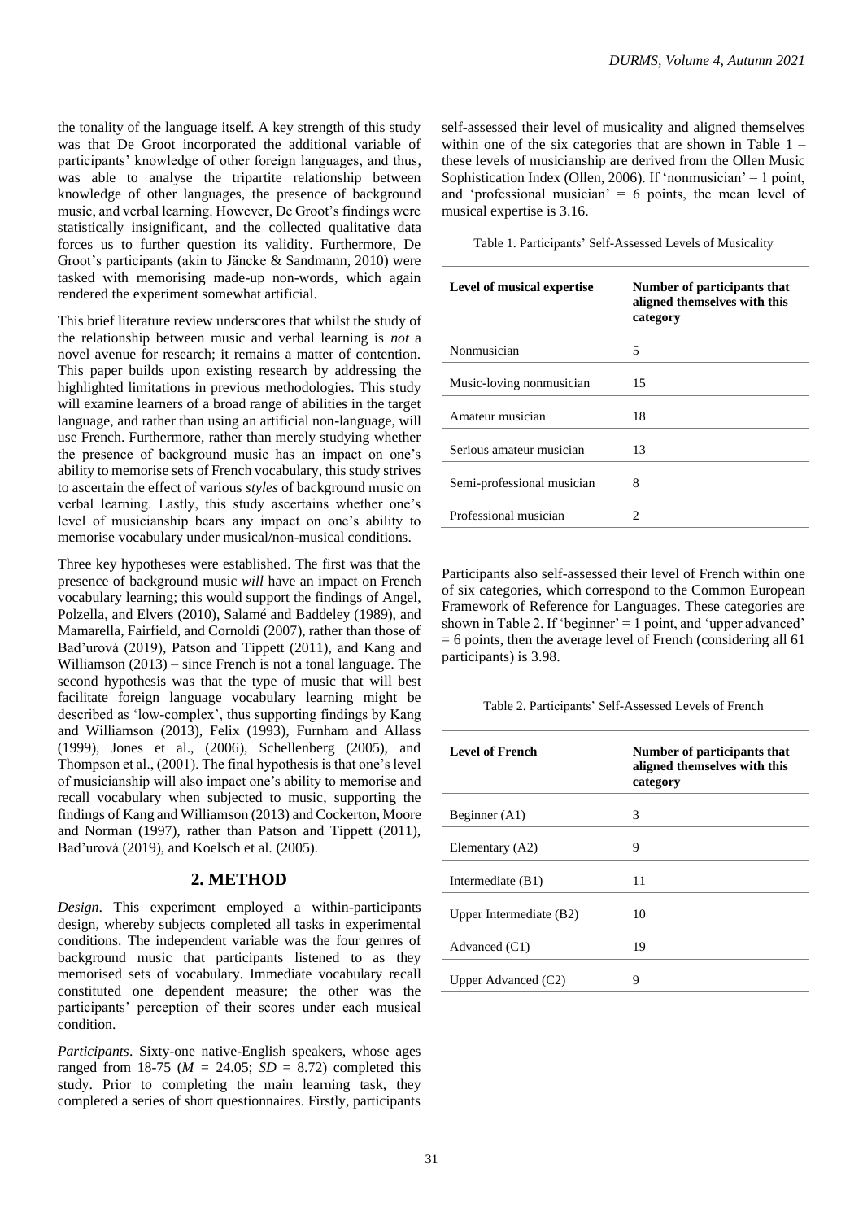the tonality of the language itself. A key strength of this study was that De Groot incorporated the additional variable of participants' knowledge of other foreign languages, and thus, was able to analyse the tripartite relationship between knowledge of other languages, the presence of background music, and verbal learning. However, De Groot's findings were statistically insignificant, and the collected qualitative data forces us to further question its validity. Furthermore, De Groot's participants (akin to Jäncke & Sandmann, 2010) were tasked with memorising made-up non-words, which again rendered the experiment somewhat artificial.

This brief literature review underscores that whilst the study of the relationship between music and verbal learning is *not* a novel avenue for research; it remains a matter of contention. This paper builds upon existing research by addressing the highlighted limitations in previous methodologies. This study will examine learners of a broad range of abilities in the target language, and rather than using an artificial non-language, will use French. Furthermore, rather than merely studying whether the presence of background music has an impact on one's ability to memorise sets of French vocabulary, this study strives to ascertain the effect of various *styles* of background music on verbal learning. Lastly, this study ascertains whether one's level of musicianship bears any impact on one's ability to memorise vocabulary under musical/non-musical conditions.

Three key hypotheses were established. The first was that the presence of background music *will* have an impact on French vocabulary learning; this would support the findings of Angel, Polzella, and Elvers (2010), Salamé and Baddeley (1989), and Mamarella, Fairfield, and Cornoldi (2007), rather than those of Bad'urová (2019), Patson and Tippett (2011), and Kang and Williamson (2013) – since French is not a tonal language. The second hypothesis was that the type of music that will best facilitate foreign language vocabulary learning might be described as 'low-complex', thus supporting findings by Kang and Williamson (2013), Felix (1993), Furnham and Allass (1999), Jones et al., (2006), Schellenberg (2005), and Thompson et al., (2001). The final hypothesis is that one's level of musicianship will also impact one's ability to memorise and recall vocabulary when subjected to music, supporting the findings of Kang and Williamson (2013) and Cockerton, Moore and Norman (1997), rather than Patson and Tippett (2011), Bad'urová (2019), and Koelsch et al. (2005).

## 2. METHOD

*Design*. This experiment employed a within-participants design, whereby subjects completed all tasks in experimental conditions. The independent variable was the four genres of background music that participants listened to as they memorised sets of vocabulary. Immediate vocabulary recall constituted one dependent measure; the other was the participants' perception of their scores under each musical condition.

*Participants*. Sixty-one native-English speakers, whose ages ranged from 18-75 ($M$ = 24.05; $SD$ = 8.72) completed this study. Prior to completing the main learning task, they completed a series of short questionnaires. Firstly, participants self-assessed their level of musicality and aligned themselves within one of the six categories that are shown in Table 1 – these levels of musicianship are derived from the Ollen Music Sophistication Index (Ollen, 2006). If 'nonmusician' = 1 point, and 'professional musician' = 6 points, the mean level of musical expertise is 3.16.

Table 1. Participants' Self-Assessed Levels of Musicality

| Level of musical expertise | Number of participants that aligned themselves with this category |
|---|---|
| Nonmusician | 5 |
| Music-loving nonmusician | 15 |
| Amateur musician | 18 |
| Serious amateur musician | 13 |
| Semi-professional musician | 8 |
| Professional musician | 2 |

Participants also self-assessed their level of French within one of six categories, which correspond to the Common European Framework of Reference for Languages. These categories are shown in Table 2. If 'beginner' = 1 point, and 'upper advanced' = 6 points, then the average level of French (considering all 61 participants) is 3.98.

Table 2. Participants' Self-Assessed Levels of French

| Level of French | Number of participants that aligned themselves with this category |
|---|---|
| Beginner (A1) | 3 |
| Elementary (A2) | 9 |
| Intermediate (B1) | 11 |
| Upper Intermediate (B2) | 10 |
| Advanced (C1) | 19 |
| Upper Advanced (C2) | 9 |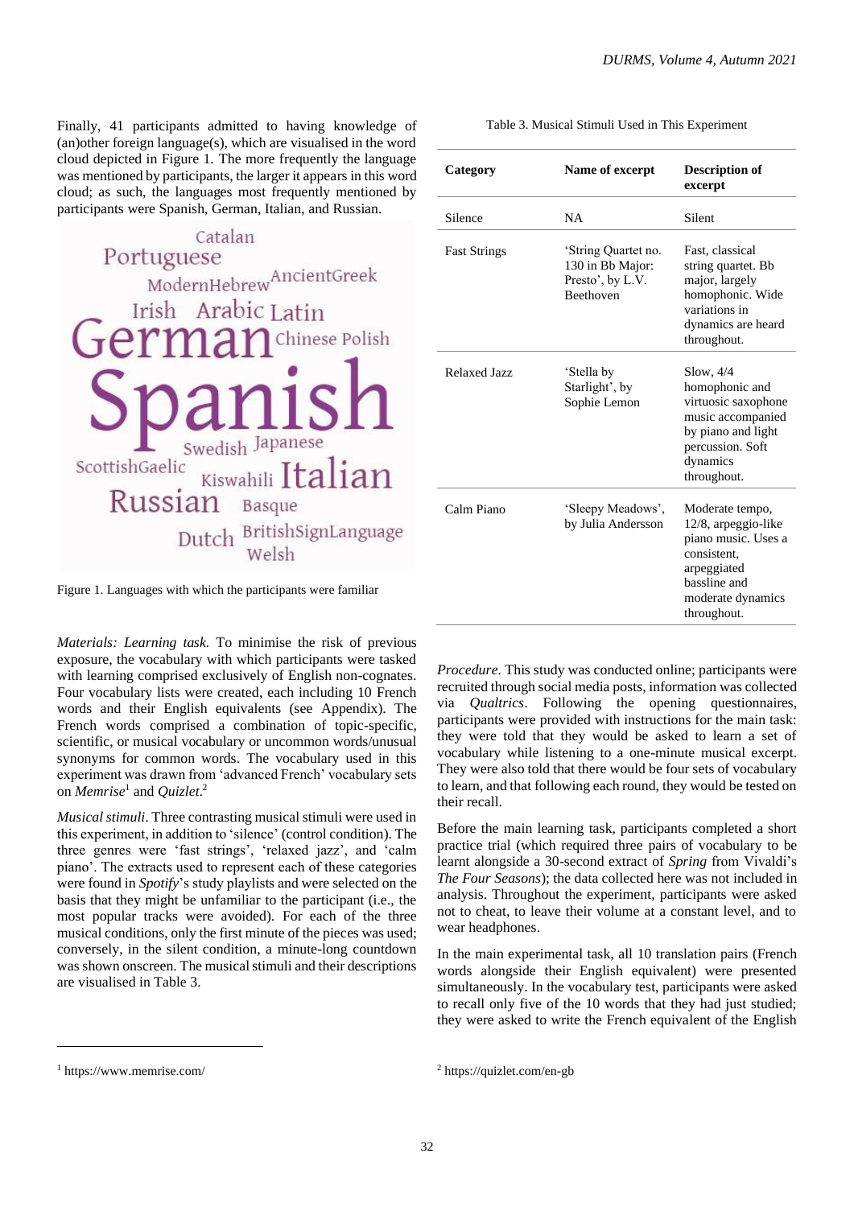Finally, 41 participants admitted to having knowledge of (an)other foreign language(s), which are visualised in the word cloud depicted in Figure 1. The more frequently the language was mentioned by participants, the larger it appears in this word cloud; as such, the languages most frequently mentioned by participants were Spanish, German, Italian, and Russian.

Catalan Portuguese ModernHebrew AncientGreek Irish Arabic Latin German Chinese Polish Spanish Swedish Japanese ScottishGaelic Kiswahili Italian Russian Basque Dutch BritishSignLanguage Welsh

Figure 1. Languages with which the participants were familiar

*Materials: Learning task.* To minimise the risk of previous exposure, the vocabulary with which participants were tasked with learning comprised exclusively of English non-cognates. Four vocabulary lists were created, each including 10 French words and their English equivalents (see Appendix). The French words comprised a combination of topic-specific, scientific, or musical vocabulary or uncommon words/unusual synonyms for common words. The vocabulary used in this experiment was drawn from 'advanced French' vocabulary sets on *Memrise*[1] and *Quizlet*.[2]

*Musical stimuli*. Three contrasting musical stimuli were used in this experiment, in addition to 'silence' (control condition). The three genres were 'fast strings', 'relaxed jazz', and 'calm piano'. The extracts used to represent each of these categories were found in *Spotify*'s study playlists and were selected on the basis that they might be unfamiliar to the participant (i.e., the most popular tracks were avoided). For each of the three musical conditions, only the first minute of the pieces was used; conversely, in the silent condition, a minute-long countdown was shown onscreen. The musical stimuli and their descriptions are visualised in Table 3.

Table 3. Musical Stimuli Used in This Experiment

| Category | Name of excerpt | Description of excerpt |
|---|---|---|
| Silence | NA | Silent |
| Fast Strings | 'String Quartet no. 130 in Bb Major: Presto', by L.V. Beethoven | Fast, classical string quartet. Bb major, largely homophonic. Wide variations in dynamics are heard throughout. |
| Relaxed Jazz | 'Stella by Starlight', by Sophie Lemon | Slow, 4/4 homophonic and virtuosic saxophone music accompanied by piano and light percussion. Soft dynamics throughout. |
| Calm Piano | 'Sleepy Meadows', by Julia Andersson | Moderate tempo, 12/8, arpeggio-like piano music. Uses a consistent, arpeggiated bassline and moderate dynamics throughout. |

*Procedure.* This study was conducted online; participants were recruited through social media posts, information was collected via *Qualtrics*. Following the opening questionnaires, participants were provided with instructions for the main task: they were told that they would be asked to learn a set of vocabulary while listening to a one-minute musical excerpt. They were also told that there would be four sets of vocabulary to learn, and that following each round, they would be tested on their recall.

Before the main learning task, participants completed a short practice trial (which required three pairs of vocabulary to be learnt alongside a 30-second extract of *Spring* from Vivaldi's *The Four Seasons*); the data collected here was not included in analysis. Throughout the experiment, participants were asked not to cheat, to leave their volume at a constant level, and to wear headphones.

In the main experimental task, all 10 translation pairs (French words alongside their English equivalent) were presented simultaneously. In the vocabulary test, participants were asked to recall only five of the 10 words that they had just studied; they were asked to write the French equivalent of the English

[1] https://www.memrise.com/

[2] https://quizlet.com/en-gb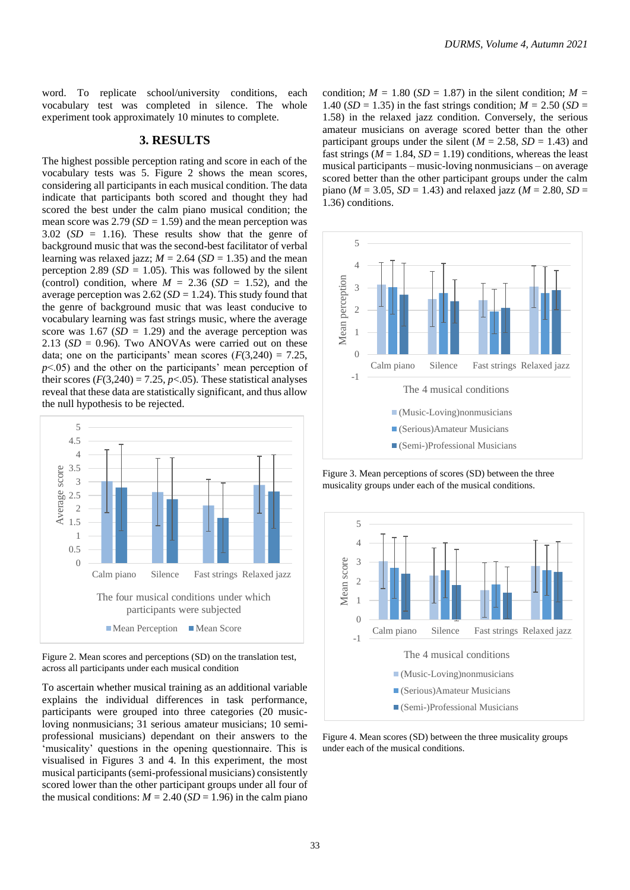word. To replicate school/university conditions, each vocabulary test was completed in silence. The whole experiment took approximately 10 minutes to complete.

## 3. RESULTS

The highest possible perception rating and score in each of the vocabulary tests was 5. Figure 2 shows the mean scores, considering all participants in each musical condition. The data indicate that participants both scored and thought they had scored the best under the calm piano musical condition; the mean score was 2.79 (*SD* = 1.59) and the mean perception was 3.02 (*SD* = 1.16). These results show that the genre of background music that was the second-best facilitator of verbal learning was relaxed jazz; $M$ = 2.64 (*SD* = 1.35) and the mean perception 2.89 (*SD* = 1.05). This was followed by the silent (control) condition, where $M$ = 2.36 (*SD* = 1.52), and the average perception was 2.62 (*SD* = 1.24). This study found that the genre of background music that was least conducive to vocabulary learning was fast strings music, where the average score was 1.67 (*SD* = 1.29) and the average perception was 2.13 (*SD* = 0.96). Two ANOVAs were carried out on these data; one on the participants' mean scores ($F(3,240) = 7.25$, $p<.05$) and the other on the participants' mean perception of their scores ($F(3,240) = 7.25$, $p<.05$). These statistical analyses reveal that these data are statistically significant, and thus allow the null hypothesis to be rejected.

Figure 2. Mean scores and perceptions (SD) on the translation test, across all participants under each musical condition

To ascertain whether musical training as an additional variable explains the individual differences in task performance, participants were grouped into three categories (20 music-loving nonmusicians; 31 serious amateur musicians; 10 semi-professional musicians) dependant on their answers to the 'musicality' questions in the opening questionnaire. This is visualised in Figures 3 and 4. In this experiment, the most musical participants (semi-professional musicians) consistently scored lower than the other participant groups under all four of the musical conditions: $M$ = 2.40 (*SD* = 1.96) in the calm piano condition; $M$ = 1.80 (*SD* = 1.87) in the silent condition; $M$ = 1.40 (*SD* = 1.35) in the fast strings condition; $M$ = 2.50 (*SD* = 1.58) in the relaxed jazz condition. Conversely, the serious amateur musicians on average scored better than the other participant groups under the silent ($M$ = 2.58, *SD* = 1.43) and fast strings ($M$ = 1.84, *SD* = 1.19) conditions, whereas the least musical participants – music-loving nonmusicians – on average scored better than the other participant groups under the calm piano ($M$ = 3.05, *SD* = 1.43) and relaxed jazz ($M$ = 2.80, *SD* = 1.36) conditions.

Figure 3. Mean perceptions of scores (SD) between the three musicality groups under each of the musical conditions.

Figure 4. Mean scores (SD) between the three musicality groups under each of the musical conditions.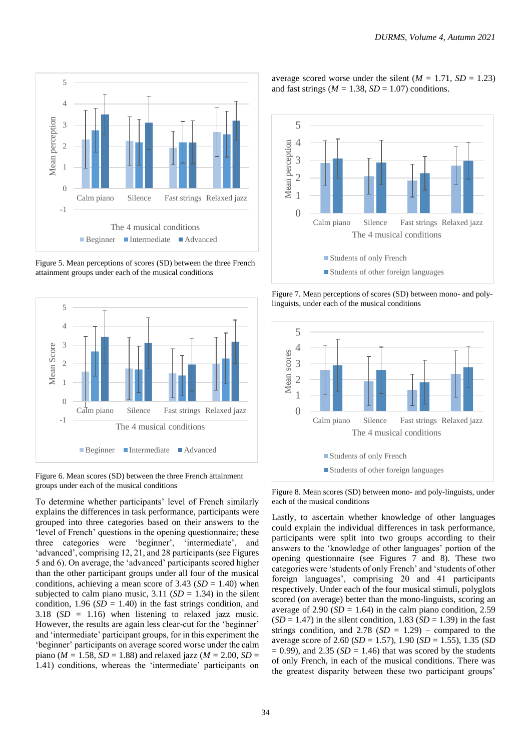Figure 5. Mean perceptions of scores (SD) between the three French attainment groups under each of the musical conditions

Figure 6. Mean scores (SD) between the three French attainment groups under each of the musical conditions

To determine whether participants' level of French similarly explains the differences in task performance, participants were grouped into three categories based on their answers to the 'level of French' questions in the opening questionnaire; these three categories were 'beginner', 'intermediate', and 'advanced', comprising 12, 21, and 28 participants (see Figures 5 and 6). On average, the 'advanced' participants scored higher than the other participant groups under all four of the musical conditions, achieving a mean score of 3.43 (*SD* = 1.40) when subjected to calm piano music, 3.11 (*SD* = 1.34) in the silent condition, 1.96 (*SD* = 1.40) in the fast strings condition, and 3.18 (*SD* = 1.16) when listening to relaxed jazz music. However, the results are again less clear-cut for the 'beginner' and 'intermediate' participant groups, for in this experiment the 'beginner' participants on average scored worse under the calm piano (*M* = 1.58, *SD* = 1.88) and relaxed jazz (*M* = 2.00, *SD* = 1.41) conditions, whereas the 'intermediate' participants on average scored worse under the silent (*M* = 1.71, *SD* = 1.23) and fast strings (*M* = 1.38, *SD* = 1.07) conditions.

Figure 7. Mean perceptions of scores (SD) between mono- and poly-linguists, under each of the musical conditions

Figure 8. Mean scores (SD) between mono- and poly-linguists, under each of the musical conditions

Lastly, to ascertain whether knowledge of other languages could explain the individual differences in task performance, participants were split into two groups according to their answers to the 'knowledge of other languages' portion of the opening questionnaire (see Figures 7 and 8). These two categories were 'students of only French' and 'students of other foreign languages', comprising 20 and 41 participants respectively. Under each of the four musical stimuli, polyglots scored (on average) better than the mono-linguists, scoring an average of 2.90 (*SD* = 1.64) in the calm piano condition, 2.59 (*SD* = 1.47) in the silent condition, 1.83 (*SD* = 1.39) in the fast strings condition, and 2.78 (*SD* = 1.29) – compared to the average score of 2.60 (*SD* = 1.57), 1.90 (*SD* = 1.55), 1.35 (*SD* = 0.99), and 2.35 (*SD* = 1.46) that was scored by the students of only French, in each of the musical conditions. There was the greatest disparity between these two participant groups'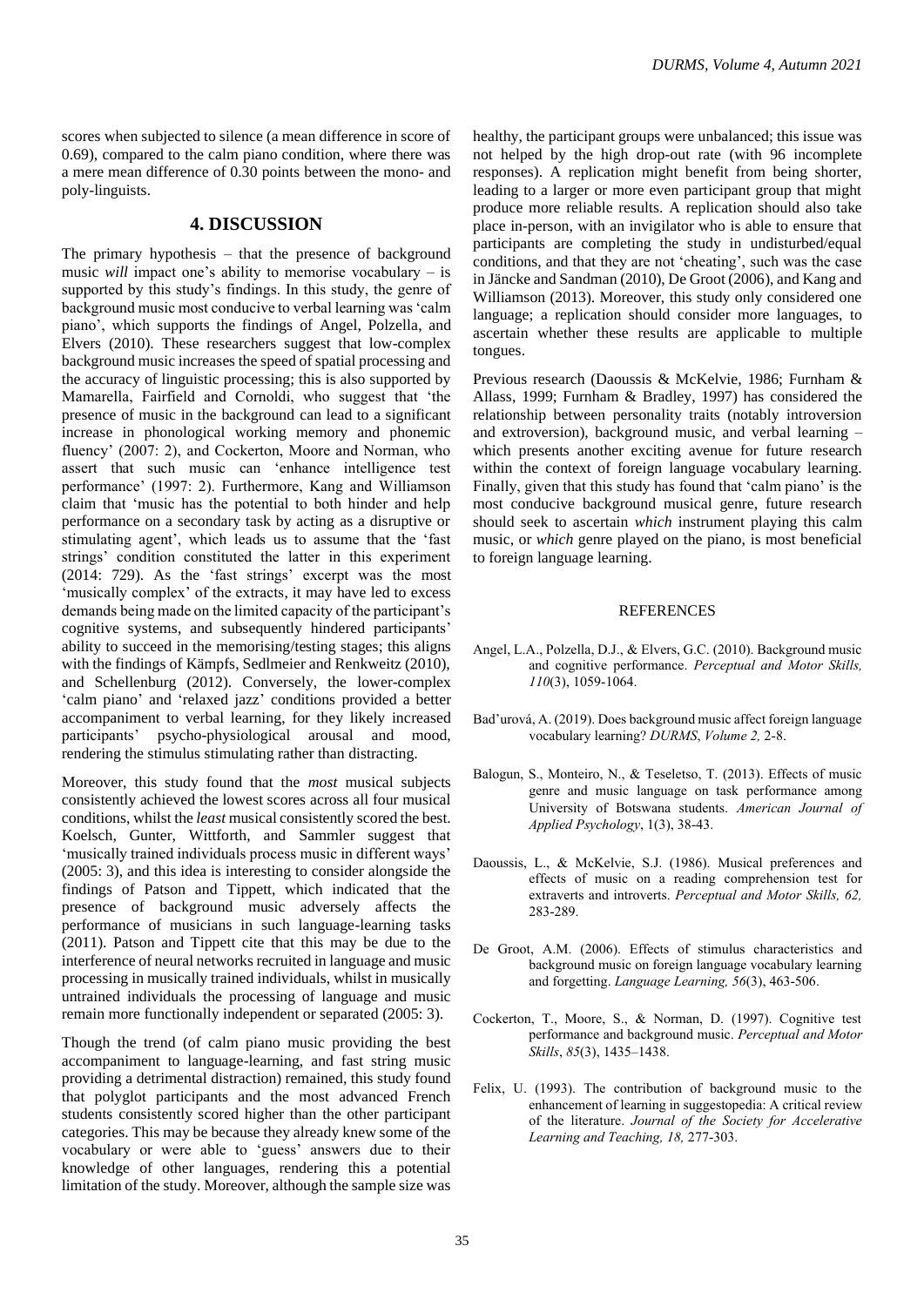scores when subjected to silence (a mean difference in score of 0.69), compared to the calm piano condition, where there was a mere mean difference of 0.30 points between the mono- and poly-linguists.

## 4. DISCUSSION

The primary hypothesis – that the presence of background music *will* impact one's ability to memorise vocabulary – is supported by this study's findings. In this study, the genre of background music most conducive to verbal learning was 'calm piano', which supports the findings of Angel, Polzella, and Elvers (2010). These researchers suggest that low-complex background music increases the speed of spatial processing and the accuracy of linguistic processing; this is also supported by Mamarella, Fairfield and Cornoldi, who suggest that 'the presence of music in the background can lead to a significant increase in phonological working memory and phonemic fluency' (2007: 2), and Cockerton, Moore and Norman, who assert that such music can 'enhance intelligence test performance' (1997: 2). Furthermore, Kang and Williamson claim that 'music has the potential to both hinder and help performance on a secondary task by acting as a disruptive or stimulating agent', which leads us to assume that the 'fast strings' condition constituted the latter in this experiment (2014: 729). As the 'fast strings' excerpt was the most 'musically complex' of the extracts, it may have led to excess demands being made on the limited capacity of the participant's cognitive systems, and subsequently hindered participants' ability to succeed in the memorising/testing stages; this aligns with the findings of Kämpfs, Sedlmeier and Renkweitz (2010), and Schellenburg (2012). Conversely, the lower-complex 'calm piano' and 'relaxed jazz' conditions provided a better accompaniment to verbal learning, for they likely increased participants' psycho-physiological arousal and mood, rendering the stimulus stimulating rather than distracting.

Moreover, this study found that the *most* musical subjects consistently achieved the lowest scores across all four musical conditions, whilst the *least* musical consistently scored the best. Koelsch, Gunter, Wittforth, and Sammler suggest that 'musically trained individuals process music in different ways' (2005: 3), and this idea is interesting to consider alongside the findings of Patson and Tippett, which indicated that the presence of background music adversely affects the performance of musicians in such language-learning tasks (2011). Patson and Tippett cite that this may be due to the interference of neural networks recruited in language and music processing in musically trained individuals, whilst in musically untrained individuals the processing of language and music remain more functionally independent or separated (2005: 3).

Though the trend (of calm piano music providing the best accompaniment to language-learning, and fast string music providing a detrimental distraction) remained, this study found that polyglot participants and the most advanced French students consistently scored higher than the other participant categories. This may be because they already knew some of the vocabulary or were able to 'guess' answers due to their knowledge of other languages, rendering this a potential limitation of the study. Moreover, although the sample size was healthy, the participant groups were unbalanced; this issue was not helped by the high drop-out rate (with 96 incomplete responses). A replication might benefit from being shorter, leading to a larger or more even participant group that might produce more reliable results. A replication should also take place in-person, with an invigilator who is able to ensure that participants are completing the study in undisturbed/equal conditions, and that they are not 'cheating', such was the case in Jäncke and Sandman (2010), De Groot (2006), and Kang and Williamson (2013). Moreover, this study only considered one language; a replication should consider more languages, to ascertain whether these results are applicable to multiple tongues.

Previous research (Daoussis & McKelvie, 1986; Furnham & Allass, 1999; Furnham & Bradley, 1997) has considered the relationship between personality traits (notably introversion and extroversion), background music, and verbal learning – which presents another exciting avenue for future research within the context of foreign language vocabulary learning. Finally, given that this study has found that 'calm piano' is the most conducive background musical genre, future research should seek to ascertain *which* instrument playing this calm music, or *which* genre played on the piano, is most beneficial to foreign language learning.

## REFERENCES

Angel, L.A., Polzella, D.J., & Elvers, G.C. (2010). Background music and cognitive performance. *Perceptual and Motor Skills, 110*(3), 1059-1064.

Bad'urová, A. (2019). Does background music affect foreign language vocabulary learning? *DURMS*, *Volume 2,* 2-8.

Balogun, S., Monteiro, N., & Teseletso, T. (2013). Effects of music genre and music language on task performance among University of Botswana students. *American Journal of Applied Psychology*, 1(3), 38-43.

Daoussis, L., & McKelvie, S.J. (1986). Musical preferences and effects of music on a reading comprehension test for extraverts and introverts. *Perceptual and Motor Skills, 62,* 283-289.

De Groot, A.M. (2006). Effects of stimulus characteristics and background music on foreign language vocabulary learning and forgetting. *Language Learning, 56*(3), 463-506.

Cockerton, T., Moore, S., & Norman, D. (1997). Cognitive test performance and background music. *Perceptual and Motor Skills*, *85*(3), 1435–1438.

Felix, U. (1993). The contribution of background music to the enhancement of learning in suggestopedia: A critical review of the literature. *Journal of the Society for Accelerative Learning and Teaching, 18,* 277-303.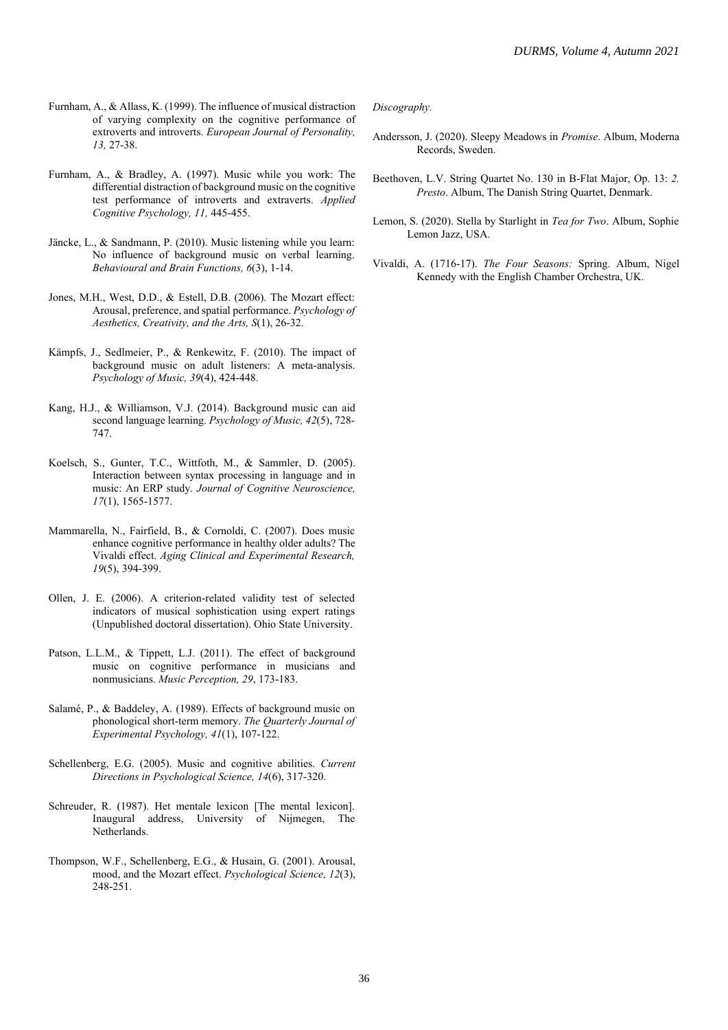Furnham, A., & Allass, K. (1999). The influence of musical distraction of varying complexity on the cognitive performance of extroverts and introverts. *European Journal of Personality, 13,* 27-38.

Furnham, A., & Bradley, A. (1997). Music while you work: The differential distraction of background music on the cognitive test performance of introverts and extraverts. *Applied Cognitive Psychology, 11,* 445-455.

Jäncke, L., & Sandmann, P. (2010). Music listening while you learn: No influence of background music on verbal learning. *Behavioural and Brain Functions, 6*(3), 1-14.

Jones, M.H., West, D.D., & Estell, D.B. (2006). The Mozart effect: Arousal, preference, and spatial performance. *Psychology of Aesthetics, Creativity, and the Arts, S*(1), 26-32.

Kämpfs, J., Sedlmeier, P., & Renkewitz, F. (2010). The impact of background music on adult listeners: A meta-analysis. *Psychology of Music, 39*(4), 424-448.

Kang, H.J., & Williamson, V.J. (2014). Background music can aid second language learning. *Psychology of Music, 42*(5), 728-747.

Koelsch, S., Gunter, T.C., Wittfoth, M., & Sammler, D. (2005). Interaction between syntax processing in language and in music: An ERP study. *Journal of Cognitive Neuroscience, 17*(1), 1565-1577.

Mammarella, N., Fairfield, B., & Cornoldi, C. (2007). Does music enhance cognitive performance in healthy older adults? The Vivaldi effect. *Aging Clinical and Experimental Research, 19*(5), 394-399.

Ollen, J. E. (2006). A criterion-related validity test of selected indicators of musical sophistication using expert ratings (Unpublished doctoral dissertation). Ohio State University.

Patson, L.L.M., & Tippett, L.J. (2011). The effect of background music on cognitive performance in musicians and nonmusicians. *Music Perception, 29*, 173-183.

Salamé, P., & Baddeley, A. (1989). Effects of background music on phonological short-term memory. *The Quarterly Journal of Experimental Psychology, 41*(1), 107-122.

Schellenberg, E.G. (2005). Music and cognitive abilities. *Current Directions in Psychological Science, 14*(6), 317-320.

Schreuder, R. (1987). Het mentale lexicon [The mental lexicon]. Inaugural address, University of Nijmegen, The Netherlands.

Thompson, W.F., Schellenberg, E.G., & Husain, G. (2001). Arousal, mood, and the Mozart effect. *Psychological Science, 12*(3), 248-251.

*Discography.*

Andersson, J. (2020). Sleepy Meadows in *Promise*. Album, Moderna Records, Sweden.

Beethoven, L.V. String Quartet No. 130 in B-Flat Major, Op. 13: *2. Presto*. Album, The Danish String Quartet, Denmark.

Lemon, S. (2020). Stella by Starlight in *Tea for Two*. Album, Sophie Lemon Jazz, USA.

Vivaldi, A. (1716-17). *The Four Seasons:* Spring. Album, Nigel Kennedy with the English Chamber Orchestra, UK.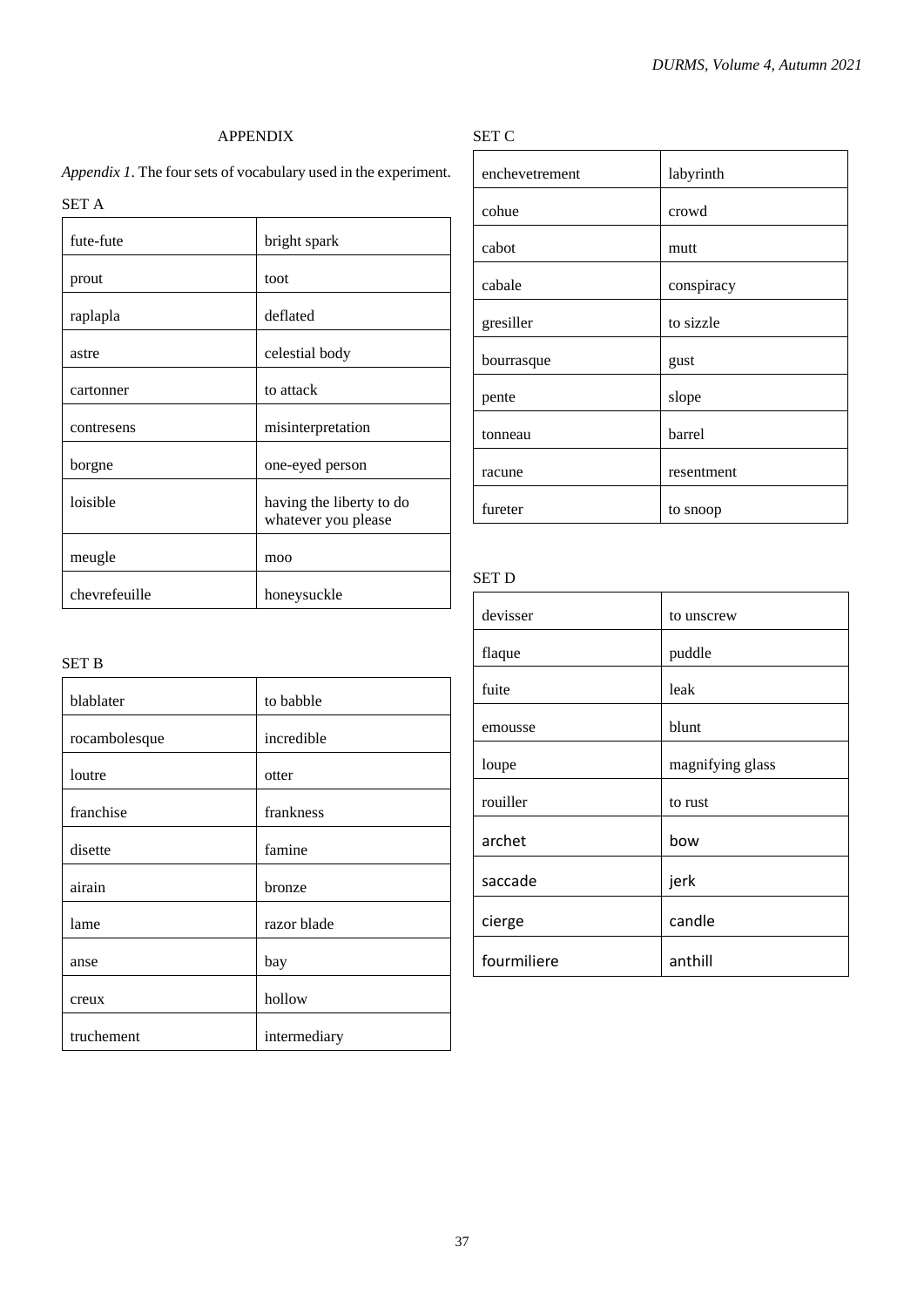## APPENDIX

*Appendix 1*. The four sets of vocabulary used in the experiment.

SET A

| | |
|---|---|
| fute-fute | bright spark |
| prout | toot |
| raplapla | deflated |
| astre | celestial body |
| cartonner | to attack |
| contresens | misinterpretation |
| borgne | one-eyed person |
| loisible | having the liberty to do whatever you please |
| meugle | moo |
| chevrefeuille | honeysuckle |

SET B

| | |
|---|---|
| blablater | to babble |
| rocambolesque | incredible |
| loutre | otter |
| franchise | frankness |
| disette | famine |
| airain | bronze |
| lame | razor blade |
| anse | bay |
| creux | hollow |
| truchement | intermediary |

SET C

| | |
|---|---|
| enchevetrement | labyrinth |
| cohue | crowd |
| cabot | mutt |
| cabale | conspiracy |
| gresiller | to sizzle |
| bourrasque | gust |
| pente | slope |
| tonneau | barrel |
| racune | resentment |
| fureter | to snoop |

SET D

| | |
|---|---|
| devisser | to unscrew |
| flaque | puddle |
| fuite | leak |
| emousse | blunt |
| loupe | magnifying glass |
| rouiller | to rust |
| archet | bow |
| saccade | jerk |
| cierge | candle |
| fourmiliere | anthill |